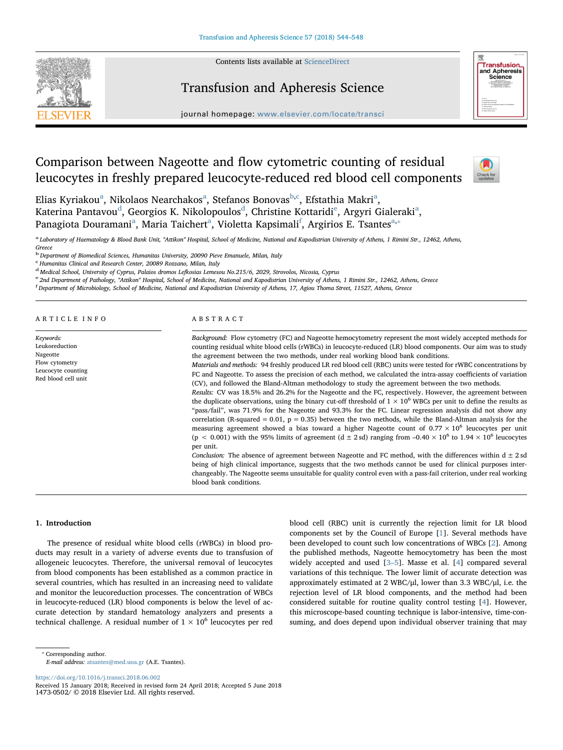# Comparison between Nageotte and flow cytometric counting of residual leucocytes in freshly prepared leucocyte-reduced red blood cell components

Elias Kyriakou[a], Nikolaos Nearchakos[a], Stefanos Bonovas[b,c], Efstathia Makri[a], Katerina Pantavou[d], Georgios K. Nikolopoulos[d], Christine Kottaridi[e], Argyri Gialeraki[a], Panagiota Douramani[a], Maria Taichert[a], Violetta Kapsimali[f], Argirios E. Tsantes[a,*]

[a] Laboratory of Haematology & Blood Bank Unit, "Attikon" Hospital, School of Medicine, National and Kapodistrian University of Athens, 1 Rimini Str., 12462, Athens, Greece

[b] Department of Biomedical Sciences, Humanitas University, 20090 Pieve Emanuele, Milan, Italy

[c] Humanitas Clinical and Research Center, 20089 Rozzano, Milan, Italy

[d] Medical School, University of Cyprus, Palaios dromos Lefkosias Lemesou No.215/6, 2029, Strovolos, Nicosia, Cyprus

[e] 2nd Department of Pathology, "Attikon" Hospital, School of Medicine, National and Kapodistrian University of Athens, 1 Rimini Str., 12462, Athens, Greece

[f] Department of Microbiology, School of Medicine, National and Kapodistrian University of Athens, 17, Agiou Thoma Street, 11527, Athens, Greece

## ARTICLE INFO

*Keywords:*
Leukoreduction
Nageotte
Flow cytometry
Leucocyte counting
Red blood cell unit

## ABSTRACT

*Background:* Flow cytometry (FC) and Nageotte hemocytometry represent the most widely accepted methods for counting residual white blood cells (rWBCs) in leucocyte-reduced (LR) blood components. Our aim was to study the agreement between the two methods, under real working blood bank conditions.

*Materials and methods:* 94 freshly produced LR red blood cell (RBC) units were tested for rWBC concentrations by FC and Nageotte. To assess the precision of each method, we calculated the intra-assay coefficients of variation (CV), and followed the Bland-Altman methodology to study the agreement between the two methods.

*Results:* CV was 18.5% and 26.2% for the Nageotte and the FC, respectively. However, the agreement between the duplicate observations, using the binary cut-off threshold of $1 \times 10^6$ WBCs per unit to define the results as "pass/fail", was 71.9% for the Nageotte and 93.3% for the FC. Linear regression analysis did not show any correlation (R-squared = 0.01, p = 0.35) between the two methods, while the Bland-Altman analysis for the measuring agreement showed a bias toward a higher Nageotte count of $0.77 \times 10^6$ leucocytes per unit ($p < 0.001$) with the 95% limits of agreement ($d \pm 2\,sd$) ranging from $-0.40 \times 10^6$ to $1.94 \times 10^6$ leucocytes per unit.

*Conclusion:* The absence of agreement between Nageotte and FC method, with the differences within $d \pm 2\,sd$ being of high clinical importance, suggests that the two methods cannot be used for clinical purposes interchangeably. The Nageotte seems unsuitable for quality control even with a pass-fail criterion, under real working blood bank conditions.

## 1. Introduction

The presence of residual white blood cells (rWBCs) in blood products may result in a variety of adverse events due to transfusion of allogeneic leucocytes. Therefore, the universal removal of leucocytes from blood components has been established as a common practice in several countries, which has resulted in an increasing need to validate and monitor the leucoreduction processes. The concentration of WBCs in leucocyte-reduced (LR) blood components is below the level of accurate detection by standard hematology analyzers and presents a technical challenge. A residual number of $1 \times 10^6$ leucocytes per red blood cell (RBC) unit is currently the rejection limit for LR blood components set by the Council of Europe [1]. Several methods have been developed to count such low concentrations of WBCs [2]. Among the published methods, Nageotte hemocytometry has been the most widely accepted and used [3–5]. Masse et al. [4] compared several variations of this technique. The lower limit of accurate detection was approximately estimated at 2 WBC/μl, lower than 3.3 WBC/μl, i.e. the rejection level of LR blood components, and the method had been considered suitable for routine quality control testing [4]. However, this microscope-based counting technique is labor-intensive, time-consuming, and does depend upon individual observer training that may

\* Corresponding author.
*E-mail address:* atsantes@med.uoa.gr (A.E. Tsantes).

https://doi.org/10.1016/j.transci.2018.06.002
Received 15 January 2018; Received in revised form 24 April 2018; Accepted 5 June 2018
1473-0502/ © 2018 Elsevier Ltd. All rights reserved.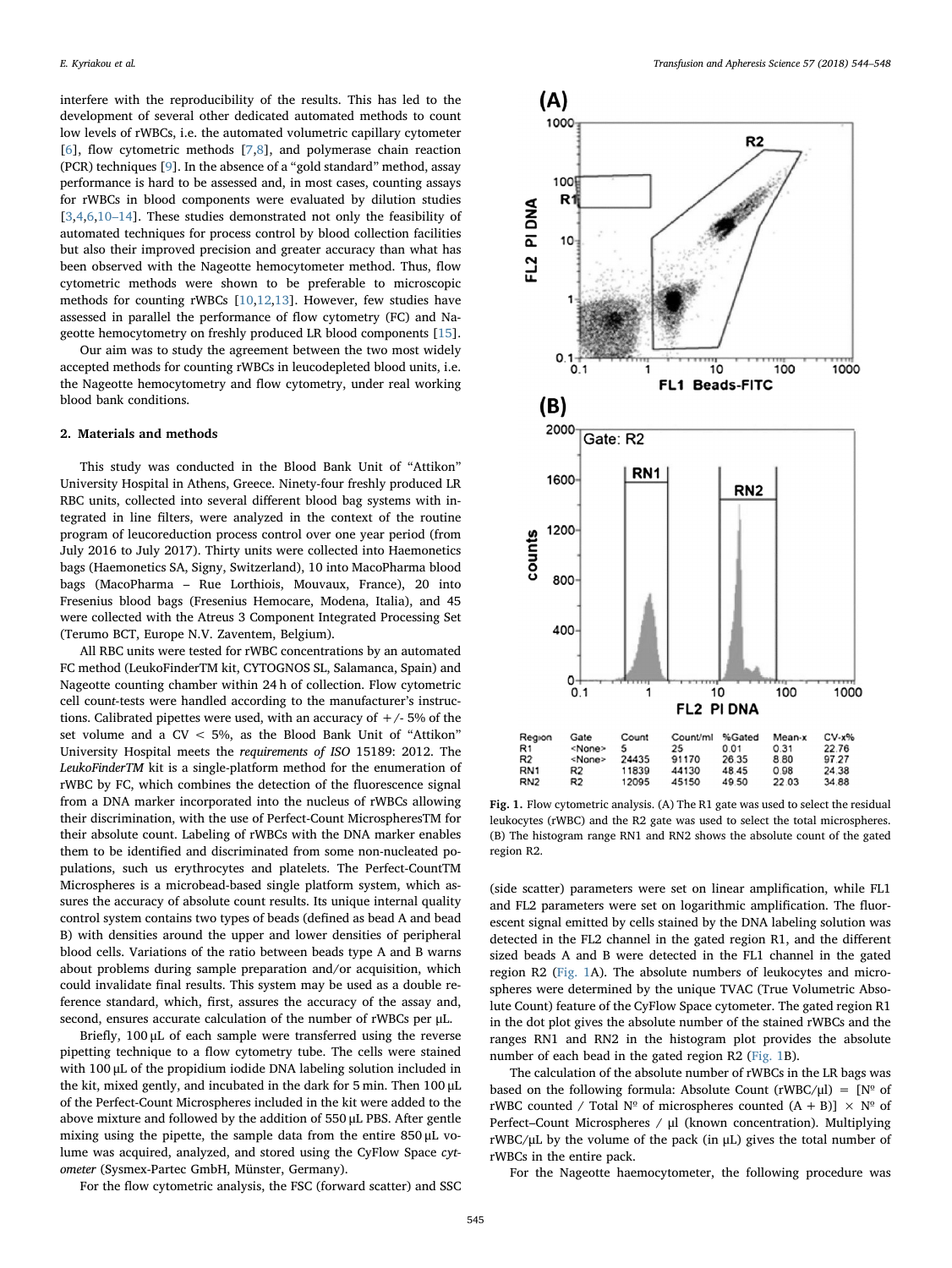interfere with the reproducibility of the results. This has led to the development of several other dedicated automated methods to count low levels of rWBCs, i.e. the automated volumetric capillary cytometer [6], flow cytometric methods [7,8], and polymerase chain reaction (PCR) techniques [9]. In the absence of a "gold standard" method, assay performance is hard to be assessed and, in most cases, counting assays for rWBCs in blood components were evaluated by dilution studies [3,4,6,10–14]. These studies demonstrated not only the feasibility of automated techniques for process control by blood collection facilities but also their improved precision and greater accuracy than what has been observed with the Nageotte hemocytometer method. Thus, flow cytometric methods were shown to be preferable to microscopic methods for counting rWBCs [10,12,13]. However, few studies have assessed in parallel the performance of flow cytometry (FC) and Nageotte hemocytometry on freshly produced LR blood components [15].

Our aim was to study the agreement between the two most widely accepted methods for counting rWBCs in leucodepleted blood units, i.e. the Nageotte hemocytometry and flow cytometry, under real working blood bank conditions.

## 2. Materials and methods

This study was conducted in the Blood Bank Unit of "Attikon" University Hospital in Athens, Greece. Ninety-four freshly produced LR RBC units, collected into several different blood bag systems with integrated in line filters, were analyzed in the context of the routine program of leucoreduction process control over one year period (from July 2016 to July 2017). Thirty units were collected into Haemonetics bags (Haemonetics SA, Signy, Switzerland), 10 into MacoPharma blood bags (MacoPharma – Rue Lorthiois, Mouvaux, France), 20 into Fresenius blood bags (Fresenius Hemocare, Modena, Italia), and 45 were collected with the Atreus 3 Component Integrated Processing Set (Terumo BCT, Europe N.V. Zaventem, Belgium).

All RBC units were tested for rWBC concentrations by an automated FC method (LeukoFinderTM kit, CYTOGNOS SL, Salamanca, Spain) and Nageotte counting chamber within 24 h of collection. Flow cytometric cell count-tests were handled according to the manufacturer's instructions. Calibrated pipettes were used, with an accuracy of +/- 5% of the set volume and a CV < 5%, as the Blood Bank Unit of "Attikon" University Hospital meets the *requirements of ISO* 15189: 2012. The *LeukoFinderTM* kit is a single-platform method for the enumeration of rWBC by FC, which combines the detection of the fluorescence signal from a DNA marker incorporated into the nucleus of rWBCs allowing their discrimination, with the use of Perfect-Count MicrospheresTM for their absolute count. Labeling of rWBCs with the DNA marker enables them to be identified and discriminated from some non-nucleated populations, such us erythrocytes and platelets. The Perfect-CountTM Microspheres is a microbead-based single platform system, which assures the accuracy of absolute count results. Its unique internal quality control system contains two types of beads (defined as bead A and bead B) with densities around the upper and lower densities of peripheral blood cells. Variations of the ratio between beads type A and B warns about problems during sample preparation and/or acquisition, which could invalidate final results. This system may be used as a double reference standard, which, first, assures the accuracy of the assay and, second, ensures accurate calculation of the number of rWBCs per μL.

Briefly, 100 μL of each sample were transferred using the reverse pipetting technique to a flow cytometry tube. The cells were stained with 100 μL of the propidium iodide DNA labeling solution included in the kit, mixed gently, and incubated in the dark for 5 min. Then 100 μL of the Perfect-Count Microspheres included in the kit were added to the above mixture and followed by the addition of 550 μL PBS. After gentle mixing using the pipette, the sample data from the entire 850 μL volume was acquired, analyzed, and stored using the CyFlow Space *cytometer* (Sysmex-Partec GmbH, Münster, Germany).

For the flow cytometric analysis, the FSC (forward scatter) and SSC (side scatter) parameters were set on linear amplification, while FL1 and FL2 parameters were set on logarithmic amplification. The fluorescent signal emitted by cells stained by the DNA labeling solution was detected in the FL2 channel in the gated region R1, and the different sized beads A and B were detected in the FL1 channel in the gated region R2 (Fig. 1A). The absolute numbers of leukocytes and microspheres were determined by the unique TVAC (True Volumetric Absolute Count) feature of the CyFlow Space cytometer. The gated region R1 in the dot plot gives the absolute number of the stained rWBCs and the ranges RN1 and RN2 in the histogram plot provides the absolute number of each bead in the gated region R2 (Fig. 1B).

| Region | Gate | Count | Count/ml | %Gated | Mean-x | CV-x% |
|---|---|---|---|---|---|---|
| R1 | <None> | 5 | 25 | 0.01 | 0.31 | 22.76 |
| R2 | <None> | 24435 | 91170 | 26.35 | 8.80 | 97.27 |
| RN1 | R2 | 11839 | 44130 | 48.45 | 0.98 | 24.38 |
| RN2 | R2 | 12095 | 45150 | 49.50 | 22.03 | 34.88 |

Fig. 1. Flow cytometric analysis. (A) The R1 gate was used to select the residual leukocytes (rWBC) and the R2 gate was used to select the total microspheres. (B) The histogram range RN1 and RN2 shows the absolute count of the gated region R2.

The calculation of the absolute number of rWBCs in the LR bags was based on the following formula: Absolute Count (rWBC/μl) = [Nº of rWBC counted / Total Nº of microspheres counted (A + B)] × Nº of Perfect–Count Microspheres / μl (known concentration). Multiplying rWBC/μL by the volume of the pack (in μL) gives the total number of rWBCs in the entire pack.

For the Nageotte haemocytometer, the following procedure was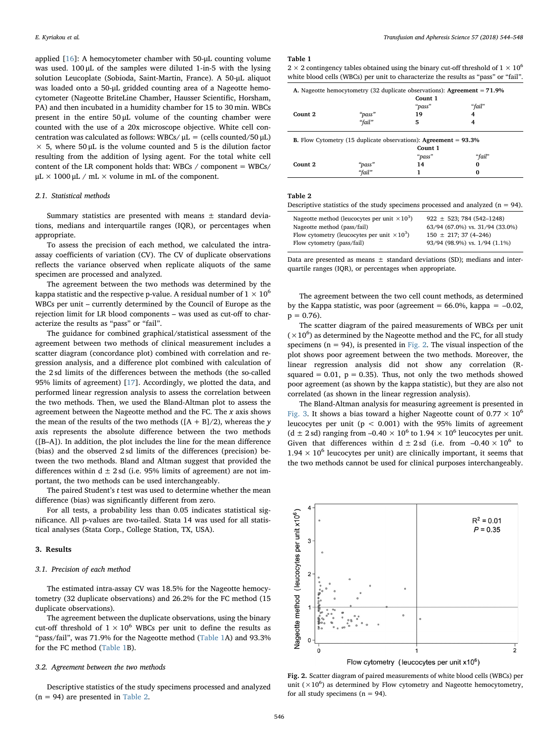applied [16]: A hemocytometer chamber with 50-μL counting volume was used. 100 μL of the samples were diluted 1-in-5 with the lysing solution Leucoplate (Sobioda, Saint-Martin, France). A 50-μL aliquot was loaded onto a 50-μL gridded counting area of a Nageotte hemocytometer (Nageotte BriteLine Chamber, Hausser Scientific, Horsham, PA) and then incubated in a humidity chamber for 15 to 30 min. WBCs present in the entire 50 μL volume of the counting chamber were counted with the use of a 20x microscope objective. White cell concentration was calculated as follows: WBCs/ μL = (cells counted/50 μL) × 5, where 50 μL is the volume counted and 5 is the dilution factor resulting from the addition of lysing agent. For the total white cell content of the LR component holds that: WBCs / component = WBCs/ μL × 1000 μL / mL × volume in mL of the component.

### 2.1. Statistical methods

Summary statistics are presented with means ± standard deviations, medians and interquartile ranges (IQR), or percentages when appropriate.

To assess the precision of each method, we calculated the intra-assay coefficients of variation (CV). The CV of duplicate observations reflects the variance observed when replicate aliquots of the same specimen are processed and analyzed.

The agreement between the two methods was determined by the kappa statistic and the respective p-value. A residual number of $1 \times 10^6$ WBCs per unit – currently determined by the Council of Europe as the rejection limit for LR blood components – was used as cut-off to characterize the results as "pass" or "fail".

The guidance for combined graphical/statistical assessment of the agreement between two methods of clinical measurement includes a scatter diagram (concordance plot) combined with correlation and regression analysis, and a difference plot combined with calculation of the 2 sd limits of the differences between the methods (the so-called 95% limits of agreement) [17]. Accordingly, we plotted the data, and performed linear regression analysis to assess the correlation between the two methods. Then, we used the Bland-Altman plot to assess the agreement between the Nageotte method and the FC. The *x* axis shows the mean of the results of the two methods ([A + B]/2), whereas the *y* axis represents the absolute difference between the two methods ([B–A]). In addition, the plot includes the line for the mean difference (bias) and the observed 2 sd limits of the differences (precision) between the two methods. Bland and Altman suggest that provided the differences within d ± 2 sd (i.e. 95% limits of agreement) are not important, the two methods can be used interchangeably.

The paired Student's *t* test was used to determine whether the mean difference (bias) was significantly different from zero.

For all tests, a probability less than 0.05 indicates statistical significance. All p-values are two-tailed. Stata 14 was used for all statistical analyses (Stata Corp., College Station, TX, USA).

## 3. Results

### 3.1. Precision of each method

The estimated intra-assay CV was 18.5% for the Nageotte hemocytometry (32 duplicate observations) and 26.2% for the FC method (15 duplicate observations).

The agreement between the duplicate observations, using the binary cut-off threshold of $1 \times 10^6$ WBCs per unit to define the results as "pass/fail", was 71.9% for the Nageotte method (Table 1A) and 93.3% for the FC method (Table 1B).

### 3.2. Agreement between the two methods

Descriptive statistics of the study specimens processed and analyzed (n = 94) are presented in Table 2.

**Table 1**
2 × 2 contingency tables obtained using the binary cut-off threshold of $1 \times 10^6$ white blood cells (WBCs) per unit to characterize the results as "pass" or "fail".

**A.** Nageotte hemocytometry (32 duplicate observations): **Agreement = 71.9%**

| | | Count 1 | |
|---|---|---|---|
| | | *"pass"* | *"fail"* |
| **Count 2** | *"pass"* | **19** | **4** |
| | *"fail"* | **5** | **4** |

**B.** Flow Cytometry (15 duplicate observations): **Agreement = 93.3%**

| | | Count 1 | |
|---|---|---|---|
| | | *"pass"* | *"fail"* |
| **Count 2** | *"pass"* | **14** | **0** |
| | *"fail"* | **1** | **0** |

**Table 2**
Descriptive statistics of the study specimens processed and analyzed (n = 94).

| | |
|---|---|
| Nageotte method (leucocytes per unit $\times 10^3$) | 922 ± 523; 784 (542–1248) |
| Nageotte method (pass/fail) | 63/94 (67.0%) vs. 31/94 (33.0%) |
| Flow cytometry (leucocytes per unit $\times 10^3$) | 150 ± 217; 37 (4–246) |
| Flow cytometry (pass/fail) | 93/94 (98.9%) vs. 1/94 (1.1%) |

Data are presented as means ± standard deviations (SD); medians and interquartile ranges (IQR), or percentages when appropriate.

The agreement between the two cell count methods, as determined by the Kappa statistic, was poor (agreement = 66.0%, kappa = –0.02, p = 0.76).

The scatter diagram of the paired measurements of WBCs per unit ($\times 10^6$) as determined by the Nageotte method and the FC, for all study specimens (n = 94), is presented in Fig. 2. The visual inspection of the plot shows poor agreement between the two methods. Moreover, the linear regression analysis did not show any correlation (R-squared = 0.01, p = 0.35). Thus, not only the two methods showed poor agreement (as shown by the kappa statistic), but they are also not correlated (as shown in the linear regression analysis).

The Bland-Altman analysis for measuring agreement is presented in Fig. 3. It shows a bias toward a higher Nageotte count of $0.77 \times 10^6$ leucocytes per unit (p < 0.001) with the 95% limits of agreement (d ± 2 sd) ranging from $-0.40 \times 10^6$ to $1.94 \times 10^6$ leucocytes per unit. Given that differences within d ± 2 sd (i.e. from $-0.40 \times 10^6$ to $1.94 \times 10^6$ leucocytes per unit) are clinically important, it seems that the two methods cannot be used for clinical purposes interchangeably.

**Fig. 2.** Scatter diagram of paired measurements of white blood cells (WBCs) per unit ($\times 10^6$) as determined by Flow cytometry and Nageotte hemocytometry, for all study specimens (n = 94).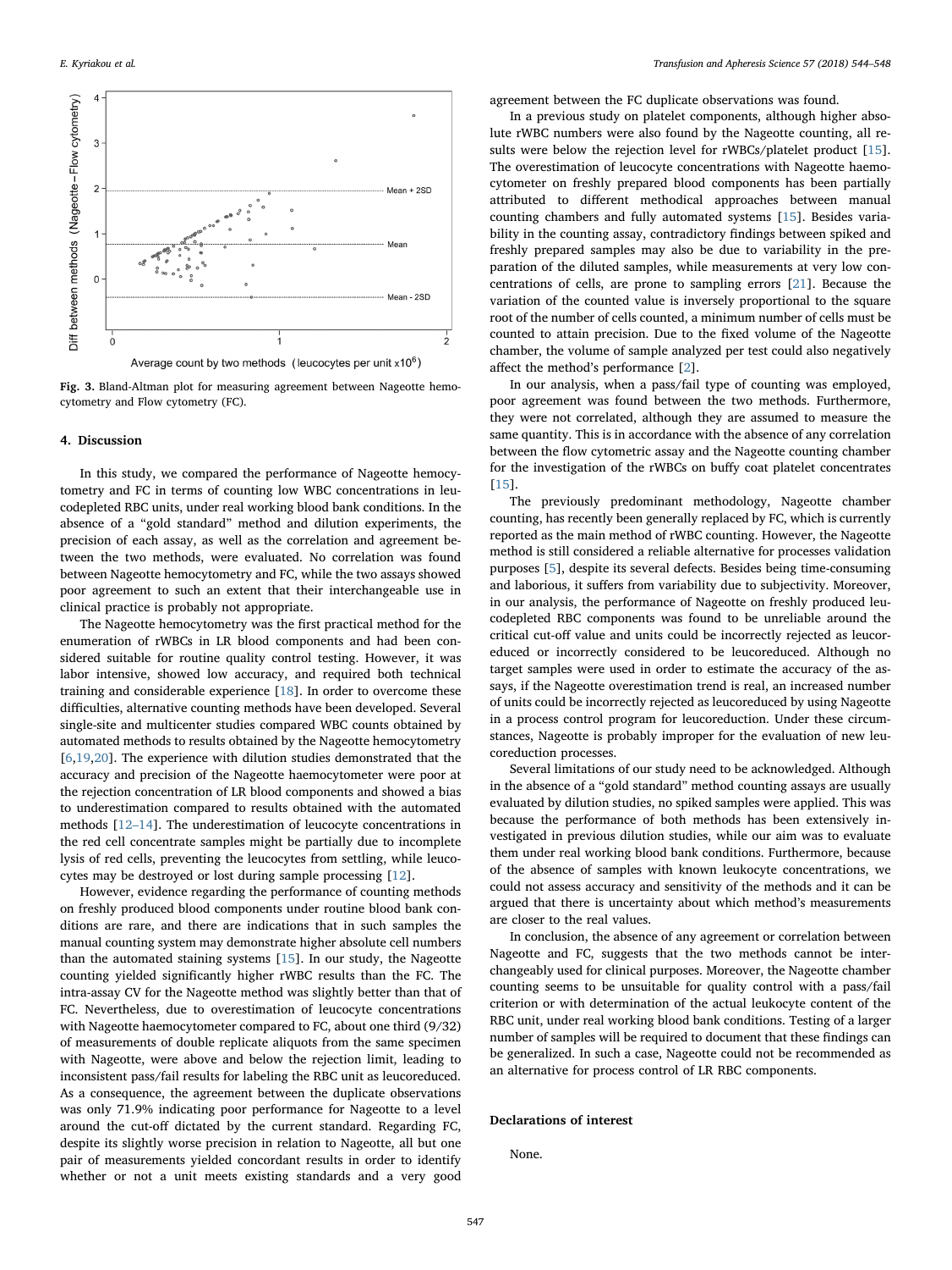Fig. 3. Bland-Altman plot for measuring agreement between Nageotte hemocytometry and Flow cytometry (FC).

## 4. Discussion

In this study, we compared the performance of Nageotte hemocytometry and FC in terms of counting low WBC concentrations in leucodepleted RBC units, under real working blood bank conditions. In the absence of a "gold standard" method and dilution experiments, the precision of each assay, as well as the correlation and agreement between the two methods, were evaluated. No correlation was found between Nageotte hemocytometry and FC, while the two assays showed poor agreement to such an extent that their interchangeable use in clinical practice is probably not appropriate.

The Nageotte hemocytometry was the first practical method for the enumeration of rWBCs in LR blood components and had been considered suitable for routine quality control testing. However, it was labor intensive, showed low accuracy, and required both technical training and considerable experience [18]. In order to overcome these difficulties, alternative counting methods have been developed. Several single-site and multicenter studies compared WBC counts obtained by automated methods to results obtained by the Nageotte hemocytometry [6,19,20]. The experience with dilution studies demonstrated that the accuracy and precision of the Nageotte haemocytometer were poor at the rejection concentration of LR blood components and showed a bias to underestimation compared to results obtained with the automated methods [12–14]. The underestimation of leucocyte concentrations in the red cell concentrate samples might be partially due to incomplete lysis of red cells, preventing the leucocytes from settling, while leucocytes may be destroyed or lost during sample processing [12].

However, evidence regarding the performance of counting methods on freshly produced blood components under routine blood bank conditions are rare, and there are indications that in such samples the manual counting system may demonstrate higher absolute cell numbers than the automated staining systems [15]. In our study, the Nageotte counting yielded significantly higher rWBC results than the FC. The intra-assay CV for the Nageotte method was slightly better than that of FC. Nevertheless, due to overestimation of leucocyte concentrations with Nageotte haemocytometer compared to FC, about one third (9/32) of measurements of double replicate aliquots from the same specimen with Nageotte, were above and below the rejection limit, leading to inconsistent pass/fail results for labeling the RBC unit as leucoreduced. As a consequence, the agreement between the duplicate observations was only 71.9% indicating poor performance for Nageotte to a level around the cut-off dictated by the current standard. Regarding FC, despite its slightly worse precision in relation to Nageotte, all but one pair of measurements yielded concordant results in order to identify whether or not a unit meets existing standards and a very good agreement between the FC duplicate observations was found.

In a previous study on platelet components, although higher absolute rWBC numbers were also found by the Nageotte counting, all results were below the rejection level for rWBCs/platelet product [15]. The overestimation of leucocyte concentrations with Nageotte haemocytometer on freshly prepared blood components has been partially attributed to different methodical approaches between manual counting chambers and fully automated systems [15]. Besides variability in the counting assay, contradictory findings between spiked and freshly prepared samples may also be due to variability in the preparation of the diluted samples, while measurements at very low concentrations of cells, are prone to sampling errors [21]. Because the variation of the counted value is inversely proportional to the square root of the number of cells counted, a minimum number of cells must be counted to attain precision. Due to the fixed volume of the Nageotte chamber, the volume of sample analyzed per test could also negatively affect the method's performance [2].

In our analysis, when a pass/fail type of counting was employed, poor agreement was found between the two methods. Furthermore, they were not correlated, although they are assumed to measure the same quantity. This is in accordance with the absence of any correlation between the flow cytometric assay and the Nageotte counting chamber for the investigation of the rWBCs on buffy coat platelet concentrates [15].

The previously predominant methodology, Nageotte chamber counting, has recently been generally replaced by FC, which is currently reported as the main method of rWBC counting. However, the Nageotte method is still considered a reliable alternative for processes validation purposes [5], despite its several defects. Besides being time-consuming and laborious, it suffers from variability due to subjectivity. Moreover, in our analysis, the performance of Nageotte on freshly produced leucodepleted RBC components was found to be unreliable around the critical cut-off value and units could be incorrectly rejected as leucoreduced or incorrectly considered to be leucoreduced. Although no target samples were used in order to estimate the accuracy of the assays, if the Nageotte overestimation trend is real, an increased number of units could be incorrectly rejected as leucoreduced by using Nageotte in a process control program for leucoreduction. Under these circumstances, Nageotte is probably improper for the evaluation of new leucoreduction processes.

Several limitations of our study need to be acknowledged. Although in the absence of a "gold standard" method counting assays are usually evaluated by dilution studies, no spiked samples were applied. This was because the performance of both methods has been extensively investigated in previous dilution studies, while our aim was to evaluate them under real working blood bank conditions. Furthermore, because of the absence of samples with known leukocyte concentrations, we could not assess accuracy and sensitivity of the methods and it can be argued that there is uncertainty about which method's measurements are closer to the real values.

In conclusion, the absence of any agreement or correlation between Nageotte and FC, suggests that the two methods cannot be interchangeably used for clinical purposes. Moreover, the Nageotte chamber counting seems to be unsuitable for quality control with a pass/fail criterion or with determination of the actual leukocyte content of the RBC unit, under real working blood bank conditions. Testing of a larger number of samples will be required to document that these findings can be generalized. In such a case, Nageotte could not be recommended as an alternative for process control of LR RBC components.

## Declarations of interest

None.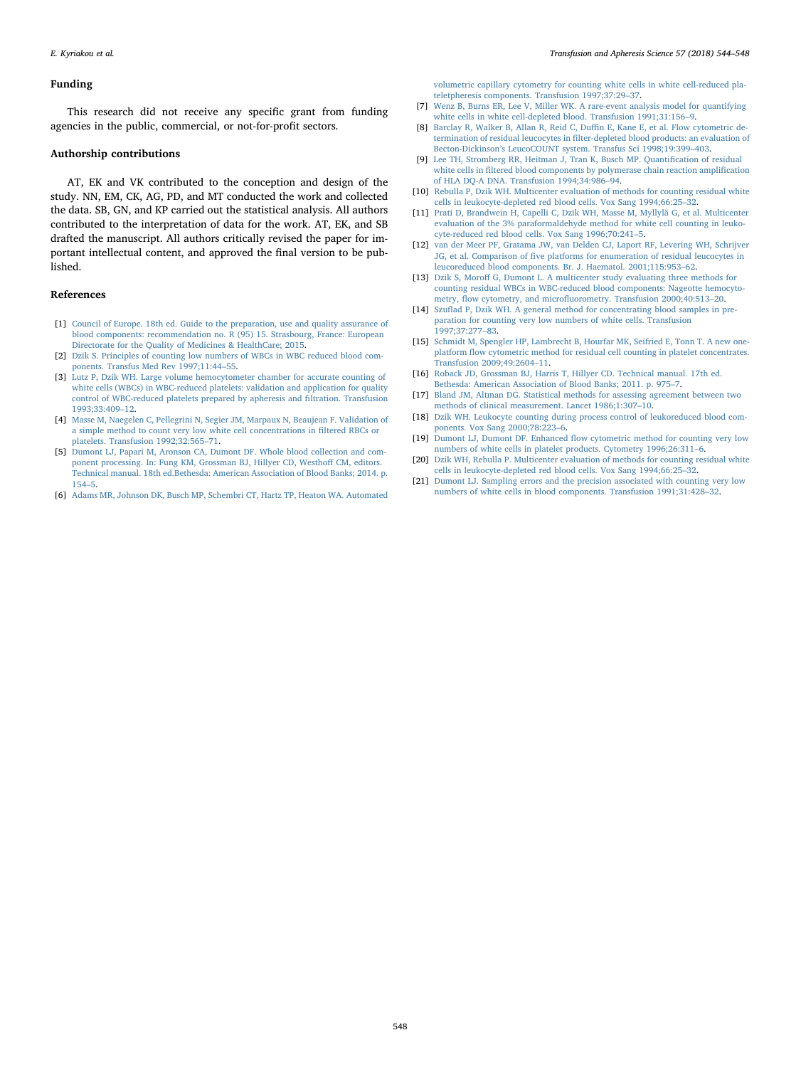## Funding

This research did not receive any specific grant from funding agencies in the public, commercial, or not-for-profit sectors.

## Authorship contributions

AT, EK and VK contributed to the conception and design of the study. NN, EM, CK, AG, PD, and MT conducted the work and collected the data. SB, GN, and KP carried out the statistical analysis. All authors contributed to the interpretation of data for the work. AT, EK, and SB drafted the manuscript. All authors critically revised the paper for important intellectual content, and approved the final version to be published.

## References

[1] Council of Europe. 18th ed. Guide to the preparation, use and quality assurance of blood components: recommendation no. R (95) 15. Strasbourg, France: European Directorate for the Quality of Medicines & HealthCare; 2015.

[2] Dzik S. Principles of counting low numbers of WBCs in WBC reduced blood components. Transfus Med Rev 1997;11:44–55.

[3] Lutz P, Dzik WH. Large volume hemocytometer chamber for accurate counting of white cells (WBCs) in WBC-reduced platelets: validation and application for quality control of WBC-reduced platelets prepared by apheresis and filtration. Transfusion 1993;33:409–12.

[4] Masse M, Naegelen C, Pellegrini N, Segier JM, Marpaux N, Beaujean F. Validation of a simple method to count very low white cell concentrations in filtered RBCs or platelets. Transfusion 1992;32:565–71.

[5] Dumont LJ, Papari M, Aronson CA, Dumont DF. Whole blood collection and component processing. In: Fung KM, Grossman BJ, Hillyer CD, Westhoff CM, editors. Technical manual. 18th ed.Bethesda: American Association of Blood Banks; 2014. p. 154–5.

[6] Adams MR, Johnson DK, Busch MP, Schembri CT, Hartz TP, Heaton WA. Automated volumetric capillary cytometry for counting white cells in white cell-reduced plateletpheresis components. Transfusion 1997;37:29–37.

[7] Wenz B, Burns ER, Lee V, Miller WK. A rare-event analysis model for quantifying white cells in white cell-depleted blood. Transfusion 1991;31:156–9.

[8] Barclay R, Walker B, Allan R, Reid C, Duffin E, Kane E, et al. Flow cytometric determination of residual leucocytes in filter-depleted blood products: an evaluation of Becton-Dickinson's LeucoCOUNT system. Transfus Sci 1998;19:399–403.

[9] Lee TH, Stromberg RR, Heitman J, Tran K, Busch MP. Quantification of residual white cells in filtered blood components by polymerase chain reaction amplification of HLA DQ-A DNA. Transfusion 1994;34:986–94.

[10] Rebulla P, Dzik WH. Multicenter evaluation of methods for counting residual white cells in leukocyte-depleted red blood cells. Vox Sang 1994;66:25–32.

[11] Prati D, Brandwein H, Capelli C, Dzik WH, Masse M, Myllylä G, et al. Multicenter evaluation of the 3% paraformaldehyde method for white cell counting in leukocyte-reduced red blood cells. Vox Sang 1996;70:241–5.

[12] van der Meer PF, Gratama JW, van Delden CJ, Laport RF, Levering WH, Schrijver JG, et al. Comparison of five platforms for enumeration of residual leucocytes in leucoreduced blood components. Br. J. Haematol. 2001;115:953–62.

[13] Dzik S, Moroff G, Dumont L. A multicenter study evaluating three methods for counting residual WBCs in WBC-reduced blood components: Nageotte hemocytometry, flow cytometry, and microfluorometry. Transfusion 2000;40:513–20.

[14] Szuflad P, Dzik WH. A general method for concentrating blood samples in preparation for counting very low numbers of white cells. Transfusion 1997;37:277–83.

[15] Schmidt M, Spengler HP, Lambrecht B, Hourfar MK, Seifried E, Tonn T. A new one-platform flow cytometric method for residual cell counting in platelet concentrates. Transfusion 2009;49:2604–11.

[16] Roback JD, Grossman BJ, Harris T, Hillyer CD. Technical manual. 17th ed. Bethesda: American Association of Blood Banks; 2011. p. 975–7.

[17] Bland JM, Altman DG. Statistical methods for assessing agreement between two methods of clinical measurement. Lancet 1986;1:307–10.

[18] Dzik WH. Leukocyte counting during process control of leukoreduced blood components. Vox Sang 2000;78:223–6.

[19] Dumont LJ, Dumont DF. Enhanced flow cytometric method for counting very low numbers of white cells in platelet products. Cytometry 1996;26:311–6.

[20] Dzik WH, Rebulla P. Multicenter evaluation of methods for counting residual white cells in leukocyte-depleted red blood cells. Vox Sang 1994;66:25–32.

[21] Dumont LJ. Sampling errors and the precision associated with counting very low numbers of white cells in blood components. Transfusion 1991;31:428–32.